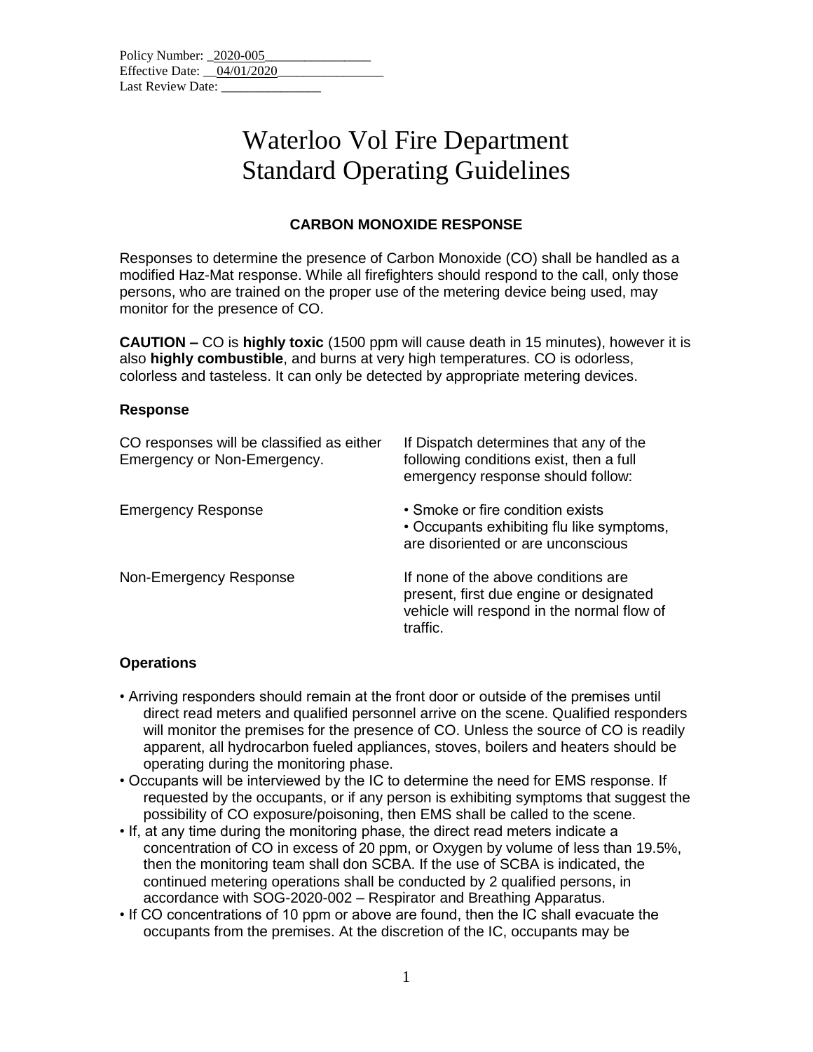Policy Number: 2020-005
Effective Date: 04/01/2020
Last Review Date: _______________

# Waterloo Vol Fire Department
# Standard Operating Guidelines

## CARBON MONOXIDE RESPONSE

Responses to determine the presence of Carbon Monoxide (CO) shall be handled as a modified Haz-Mat response. While all firefighters should respond to the call, only those persons, who are trained on the proper use of the metering device being used, may monitor for the presence of CO.

**CAUTION –** CO is **highly toxic** (1500 ppm will cause death in 15 minutes), however it is also **highly combustible**, and burns at very high temperatures. CO is odorless, colorless and tasteless. It can only be detected by appropriate metering devices.

### Response

| | |
|---|---|
| CO responses will be classified as either Emergency or Non-Emergency. | If Dispatch determines that any of the following conditions exist, then a full emergency response should follow: |
| Emergency Response | • Smoke or fire condition exists<br>• Occupants exhibiting flu like symptoms, are disoriented or are unconscious |
| Non-Emergency Response | If none of the above conditions are present, first due engine or designated vehicle will respond in the normal flow of traffic. |

### Operations

- Arriving responders should remain at the front door or outside of the premises until direct read meters and qualified personnel arrive on the scene. Qualified responders will monitor the premises for the presence of CO. Unless the source of CO is readily apparent, all hydrocarbon fueled appliances, stoves, boilers and heaters should be operating during the monitoring phase.
- Occupants will be interviewed by the IC to determine the need for EMS response. If requested by the occupants, or if any person is exhibiting symptoms that suggest the possibility of CO exposure/poisoning, then EMS shall be called to the scene.
- If, at any time during the monitoring phase, the direct read meters indicate a concentration of CO in excess of 20 ppm, or Oxygen by volume of less than 19.5%, then the monitoring team shall don SCBA. If the use of SCBA is indicated, the continued metering operations shall be conducted by 2 qualified persons, in accordance with SOG-2020-002 – Respirator and Breathing Apparatus.
- If CO concentrations of 10 ppm or above are found, then the IC shall evacuate the occupants from the premises. At the discretion of the IC, occupants may be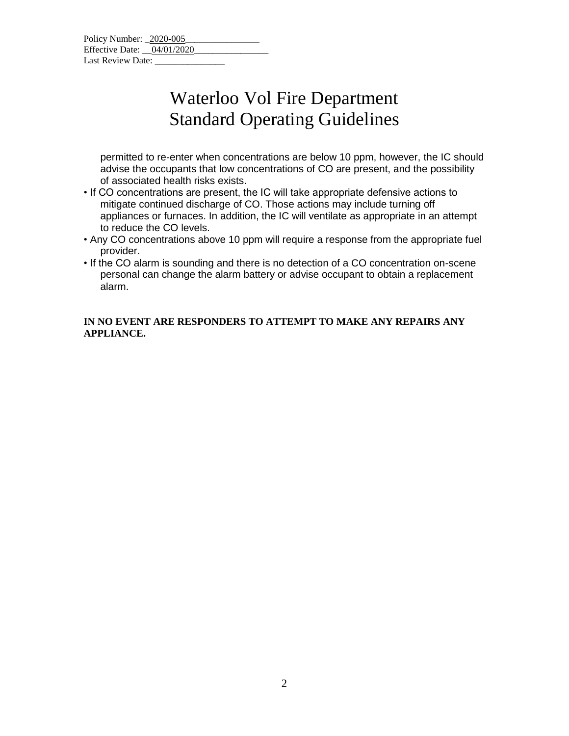permitted to re-enter when concentrations are below 10 ppm, however, the IC should advise the occupants that low concentrations of CO are present, and the possibility of associated health risks exists.

- If CO concentrations are present, the IC will take appropriate defensive actions to mitigate continued discharge of CO. Those actions may include turning off appliances or furnaces. In addition, the IC will ventilate as appropriate in an attempt to reduce the CO levels.
- Any CO concentrations above 10 ppm will require a response from the appropriate fuel provider.
- If the CO alarm is sounding and there is no detection of a CO concentration on-scene personal can change the alarm battery or advise occupant to obtain a replacement alarm.

**IN NO EVENT ARE RESPONDERS TO ATTEMPT TO MAKE ANY REPAIRS ANY APPLIANCE.**